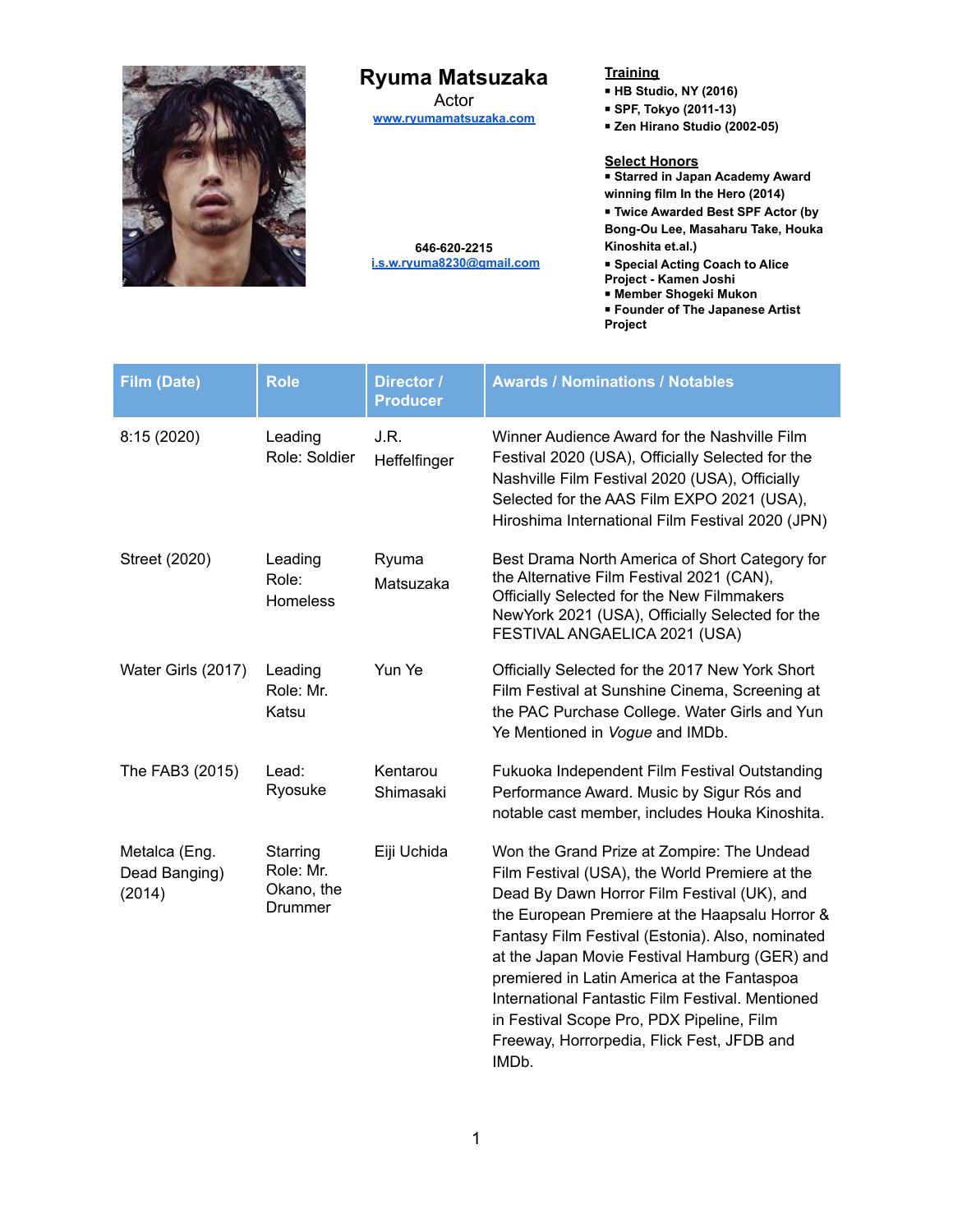# Ryuma Matsuzaka

Actor

[www.ryumamatsuzaka.com](http://www.ryumamatsuzaka.com)

646-620-2215

[i.s.w.ryuma8230@gmail.com](mailto:i.s.w.ryuma8230@gmail.com)

**Training**

- **HB Studio, NY (2016)**
- **SPF, Tokyo (2011-13)**
- **Zen Hirano Studio (2002-05)**

**Select Honors**

- **Starred in Japan Academy Award winning film In the Hero (2014)**
- **Twice Awarded Best SPF Actor (by Bong-Ou Lee, Masaharu Take, Houka Kinoshita et.al.)**
- **Special Acting Coach to Alice Project - Kamen Joshi**
- **Member Shogeki Mukon**
- **Founder of The Japanese Artist Project**

| Film (Date) | Role | Director / Producer | Awards / Nominations / Notables |
|---|---|---|---|
| 8:15 (2020) | Leading Role: Soldier | J.R. Heffelfinger | Winner Audience Award for the Nashville Film Festival 2020 (USA), Officially Selected for the Nashville Film Festival 2020 (USA), Officially Selected for the AAS Film EXPO 2021 (USA), Hiroshima International Film Festival 2020 (JPN) |
| Street (2020) | Leading Role: Homeless | Ryuma Matsuzaka | Best Drama North America of Short Category for the Alternative Film Festival 2021 (CAN), Officially Selected for the New Filmmakers NewYork 2021 (USA), Officially Selected for the FESTIVAL ANGAELICA 2021 (USA) |
| Water Girls (2017) | Leading Role: Mr. Katsu | Yun Ye | Officially Selected for the 2017 New York Short Film Festival at Sunshine Cinema, Screening at the PAC Purchase College. Water Girls and Yun Ye Mentioned in *Vogue* and IMDb. |
| The FAB3 (2015) | Lead: Ryosuke | Kentarou Shimasaki | Fukuoka Independent Film Festival Outstanding Performance Award. Music by Sigur Rós and notable cast member, includes Houka Kinoshita. |
| Metalca (Eng. Dead Banging) (2014) | Starring Role: Mr. Okano, the Drummer | Eiji Uchida | Won the Grand Prize at Zompire: The Undead Film Festival (USA), the World Premiere at the Dead By Dawn Horror Film Festival (UK), and the European Premiere at the Haapsalu Horror & Fantasy Film Festival (Estonia). Also, nominated at the Japan Movie Festival Hamburg (GER) and premiered in Latin America at the Fantaspoa International Fantastic Film Festival. Mentioned in Festival Scope Pro, PDX Pipeline, Film Freeway, Horrorpedia, Flick Fest, JFDB and IMDb. |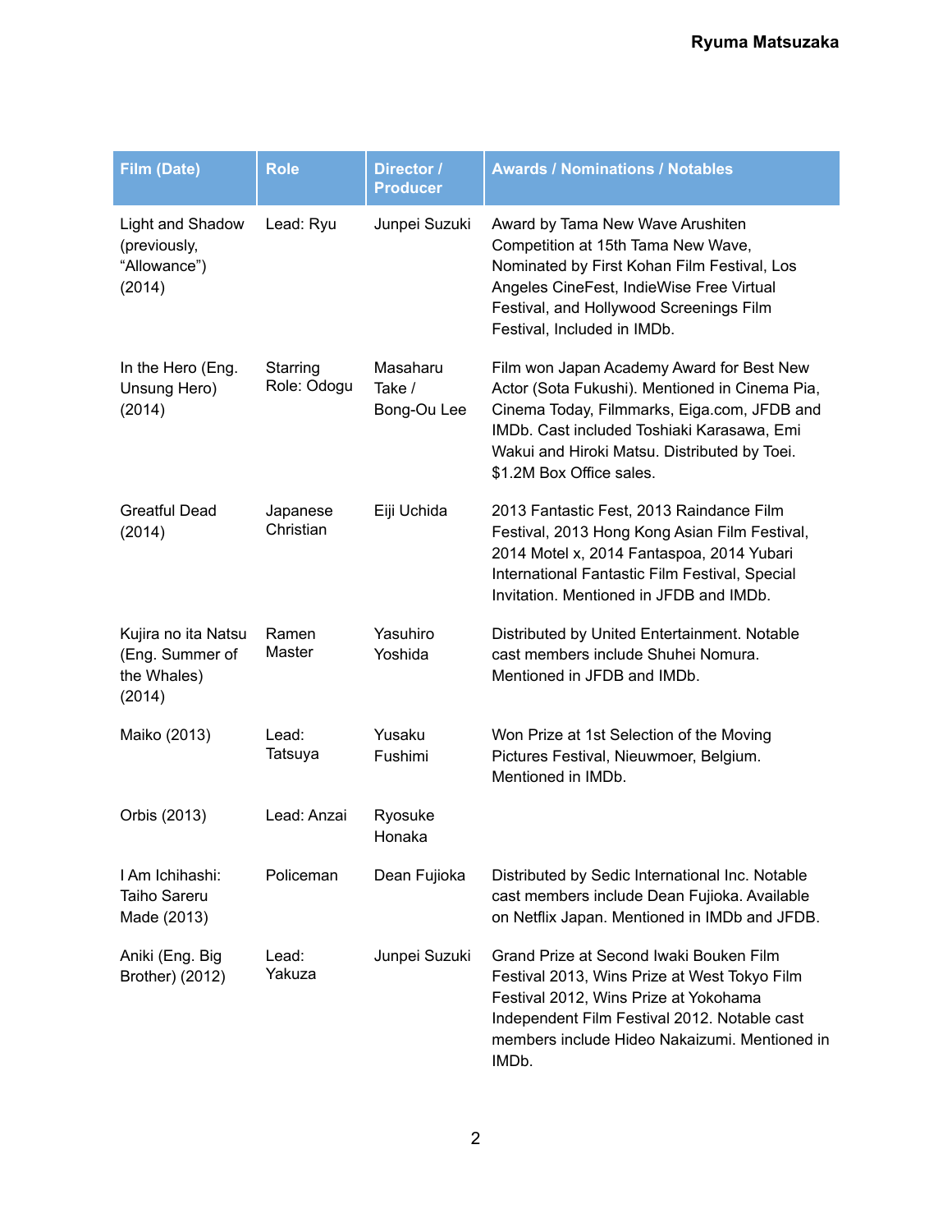| Film (Date) | Role | Director / Producer | Awards / Nominations / Notables |
|---|---|---|---|
| Light and Shadow (previously, "Allowance") (2014) | Lead: Ryu | Junpei Suzuki | Award by Tama New Wave Arushiten Competition at 15th Tama New Wave, Nominated by First Kohan Film Festival, Los Angeles CineFest, IndieWise Free Virtual Festival, and Hollywood Screenings Film Festival, Included in IMDb. |
| In the Hero (Eng. Unsung Hero) (2014) | Starring Role: Odogu | Masaharu Take / Bong-Ou Lee | Film won Japan Academy Award for Best New Actor (Sota Fukushi). Mentioned in Cinema Pia, Cinema Today, Filmmarks, Eiga.com, JFDB and IMDb. Cast included Toshiaki Karasawa, Emi Wakui and Hiroki Matsu. Distributed by Toei. $1.2M Box Office sales. |
| Greatful Dead (2014) | Japanese Christian | Eiji Uchida | 2013 Fantastic Fest, 2013 Raindance Film Festival, 2013 Hong Kong Asian Film Festival, 2014 Motel x, 2014 Fantaspoa, 2014 Yubari International Fantastic Film Festival, Special Invitation. Mentioned in JFDB and IMDb. |
| Kujira no ita Natsu (Eng. Summer of the Whales) (2014) | Ramen Master | Yasuhiro Yoshida | Distributed by United Entertainment. Notable cast members include Shuhei Nomura. Mentioned in JFDB and IMDb. |
| Maiko (2013) | Lead: Tatsuya | Yusaku Fushimi | Won Prize at 1st Selection of the Moving Pictures Festival, Nieuwmoer, Belgium. Mentioned in IMDb. |
| Orbis (2013) | Lead: Anzai | Ryosuke Honaka | |
| I Am Ichihashi: Taiho Sareru Made (2013) | Policeman | Dean Fujioka | Distributed by Sedic International Inc. Notable cast members include Dean Fujioka. Available on Netflix Japan. Mentioned in IMDb and JFDB. |
| Aniki (Eng. Big Brother) (2012) | Lead: Yakuza | Junpei Suzuki | Grand Prize at Second Iwaki Bouken Film Festival 2013, Wins Prize at West Tokyo Film Festival 2012, Wins Prize at Yokohama Independent Film Festival 2012. Notable cast members include Hideo Nakaizumi. Mentioned in IMDb. |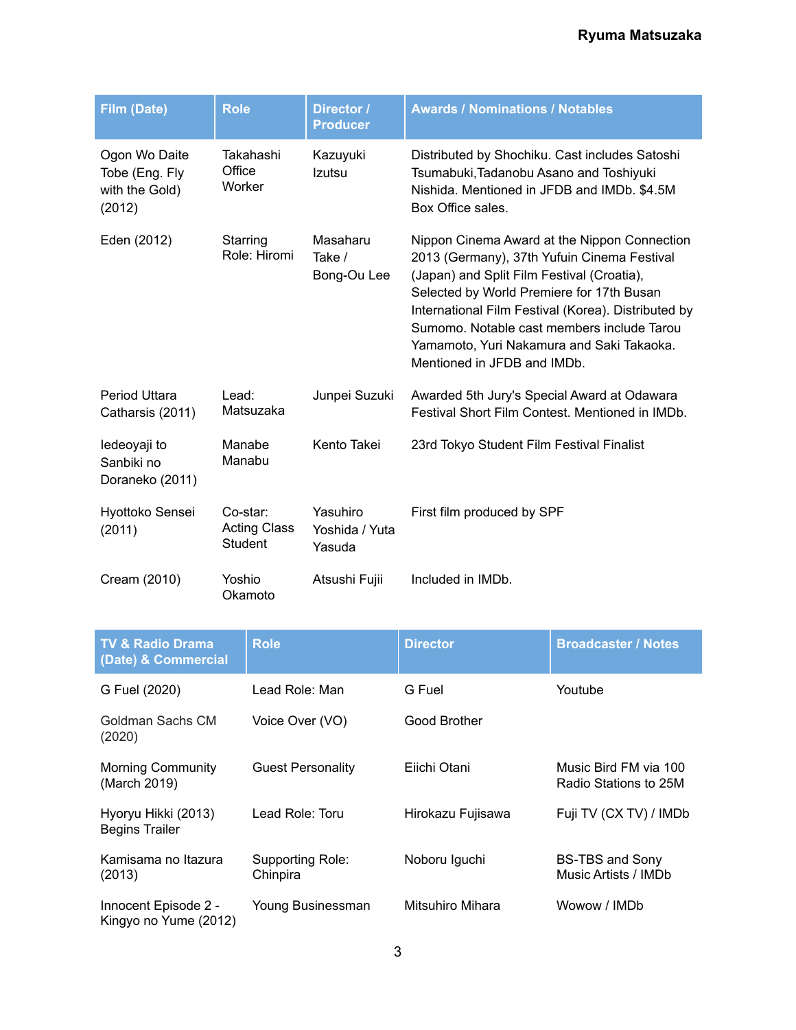| Film (Date) | Role | Director / Producer | Awards / Nominations / Notables |
|---|---|---|---|
| Ogon Wo Daite Tobe (Eng. Fly with the Gold) (2012) | Takahashi Office Worker | Kazuyuki Izutsu | Distributed by Shochiku. Cast includes Satoshi Tsumabuki,Tadanobu Asano and Toshiyuki Nishida. Mentioned in JFDB and IMDb. $4.5M Box Office sales. |
| Eden (2012) | Starring Role: Hiromi | Masaharu Take / Bong-Ou Lee | Nippon Cinema Award at the Nippon Connection 2013 (Germany), 37th Yufuin Cinema Festival (Japan) and Split Film Festival (Croatia), Selected by World Premiere for 17th Busan International Film Festival (Korea). Distributed by Sumomo. Notable cast members include Tarou Yamamoto, Yuri Nakamura and Saki Takaoka. Mentioned in JFDB and IMDb. |
| Period Uttara Catharsis (2011) | Lead: Matsuzaka | Junpei Suzuki | Awarded 5th Jury's Special Award at Odawara Festival Short Film Contest. Mentioned in IMDb. |
| Iedeoyaji to Sanbiki no Doraneko (2011) | Manabe Manabu | Kento Takei | 23rd Tokyo Student Film Festival Finalist |
| Hyottoko Sensei (2011) | Co-star: Acting Class Student | Yasuhiro Yoshida / Yuta Yasuda | First film produced by SPF |
| Cream (2010) | Yoshio Okamoto | Atsushi Fujii | Included in IMDb. |

| TV & Radio Drama (Date) & Commercial | Role | Director | Broadcaster / Notes |
|---|---|---|---|
| G Fuel (2020) | Lead Role: Man | G Fuel | Youtube |
| Goldman Sachs CM (2020) | Voice Over (VO) | Good Brother | |
| Morning Community (March 2019) | Guest Personality | Eiichi Otani | Music Bird FM via 100 Radio Stations to 25M |
| Hyoryu Hikki (2013) Begins Trailer | Lead Role: Toru | Hirokazu Fujisawa | Fuji TV (CX TV) / IMDb |
| Kamisama no Itazura (2013) | Supporting Role: Chinpira | Noboru Iguchi | BS-TBS and Sony Music Artists / IMDb |
| Innocent Episode 2 - Kingyo no Yume (2012) | Young Businessman | Mitsuhiro Mihara | Wowow / IMDb |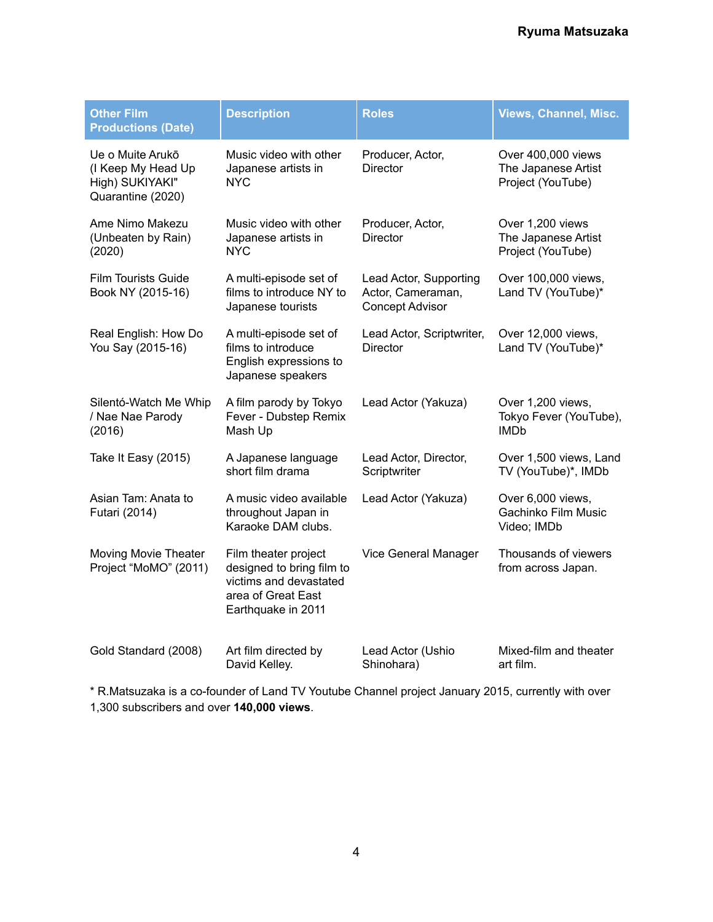| Other Film Productions (Date) | Description | Roles | Views, Channel, Misc. |
|---|---|---|---|
| Ue o Muite Arukō (I Keep My Head Up High) SUKIYAKI" Quarantine (2020) | Music video with other Japanese artists in NYC | Producer, Actor, Director | Over 400,000 views The Japanese Artist Project (YouTube) |
| Ame Nimo Makezu (Unbeaten by Rain) (2020) | Music video with other Japanese artists in NYC | Producer, Actor, Director | Over 1,200 views The Japanese Artist Project (YouTube) |
| Film Tourists Guide Book NY (2015-16) | A multi-episode set of films to introduce NY to Japanese tourists | Lead Actor, Supporting Actor, Cameraman, Concept Advisor | Over 100,000 views, Land TV (YouTube)* |
| Real English: How Do You Say (2015-16) | A multi-episode set of films to introduce English expressions to Japanese speakers | Lead Actor, Scriptwriter, Director | Over 12,000 views, Land TV (YouTube)* |
| Silentó-Watch Me Whip / Nae Nae Parody (2016) | A film parody by Tokyo Fever - Dubstep Remix Mash Up | Lead Actor (Yakuza) | Over 1,200 views, Tokyo Fever (YouTube), IMDb |
| Take It Easy (2015) | A Japanese language short film drama | Lead Actor, Director, Scriptwriter | Over 1,500 views, Land TV (YouTube)*, IMDb |
| Asian Tam: Anata to Futari (2014) | A music video available throughout Japan in Karaoke DAM clubs. | Lead Actor (Yakuza) | Over 6,000 views, Gachinko Film Music Video; IMDb |
| Moving Movie Theater Project "MoMO" (2011) | Film theater project designed to bring film to victims and devastated area of Great East Earthquake in 2011 | Vice General Manager | Thousands of viewers from across Japan. |
| Gold Standard (2008) | Art film directed by David Kelley. | Lead Actor (Ushio Shinohara) | Mixed-film and theater art film. |

* R.Matsuzaka is a co-founder of Land TV Youtube Channel project January 2015, currently with over 1,300 subscribers and over **140,000 views**.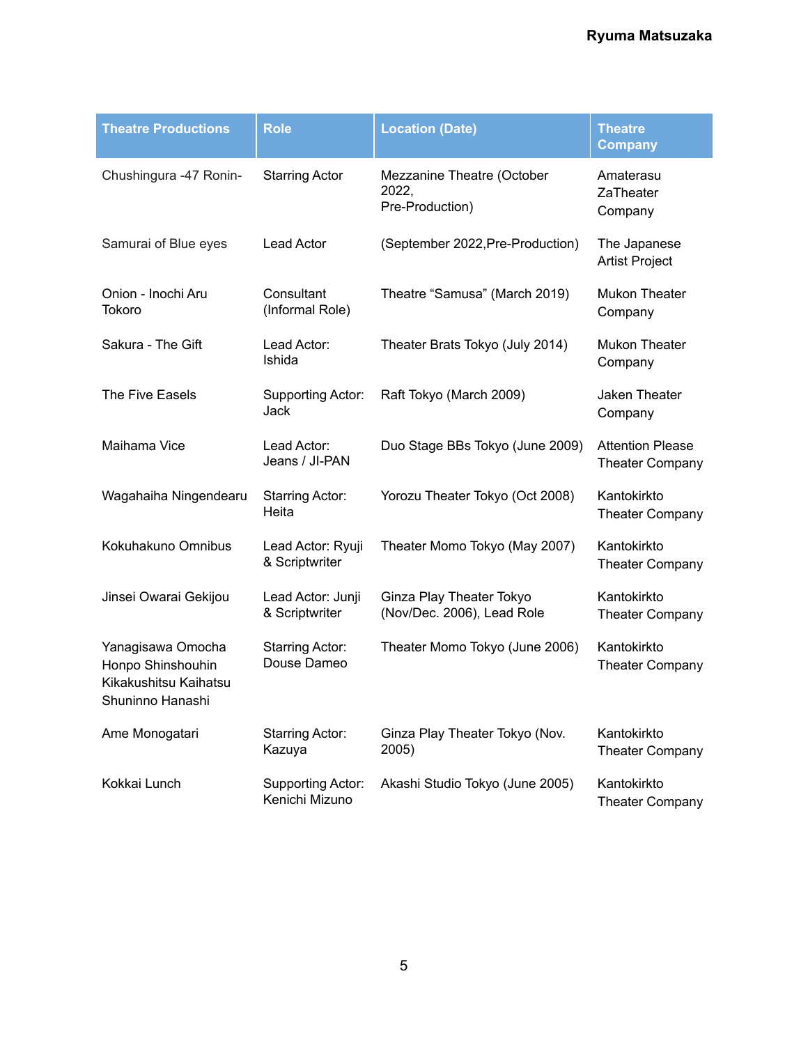| Theatre Productions | Role | Location (Date) | Theatre Company |
|---|---|---|---|
| Chushingura -47 Ronin- | Starring Actor | Mezzanine Theatre (October 2022, Pre-Production) | Amaterasu ZaTheater Company |
| Samurai of Blue eyes | Lead Actor | (September 2022,Pre-Production) | The Japanese Artist Project |
| Onion - Inochi Aru Tokoro | Consultant (Informal Role) | Theatre "Samusa" (March 2019) | Mukon Theater Company |
| Sakura - The Gift | Lead Actor: Ishida | Theater Brats Tokyo (July 2014) | Mukon Theater Company |
| The Five Easels | Supporting Actor: Jack | Raft Tokyo (March 2009) | Jaken Theater Company |
| Maihama Vice | Lead Actor: Jeans / JI-PAN | Duo Stage BBs Tokyo (June 2009) | Attention Please Theater Company |
| Wagahaiha Ningendearu | Starring Actor: Heita | Yorozu Theater Tokyo (Oct 2008) | Kantokirkto Theater Company |
| Kokuhakuno Omnibus | Lead Actor: Ryuji & Scriptwriter | Theater Momo Tokyo (May 2007) | Kantokirkto Theater Company |
| Jinsei Owarai Gekijou | Lead Actor: Junji & Scriptwriter | Ginza Play Theater Tokyo (Nov/Dec. 2006), Lead Role | Kantokirkto Theater Company |
| Yanagisawa Omocha Honpo Shinshouhin Kikakushitsu Kaihatsu Shuninno Hanashi | Starring Actor: Douse Dameo | Theater Momo Tokyo (June 2006) | Kantokirkto Theater Company |
| Ame Monogatari | Starring Actor: Kazuya | Ginza Play Theater Tokyo (Nov. 2005) | Kantokirkto Theater Company |
| Kokkai Lunch | Supporting Actor: Kenichi Mizuno | Akashi Studio Tokyo (June 2005) | Kantokirkto Theater Company |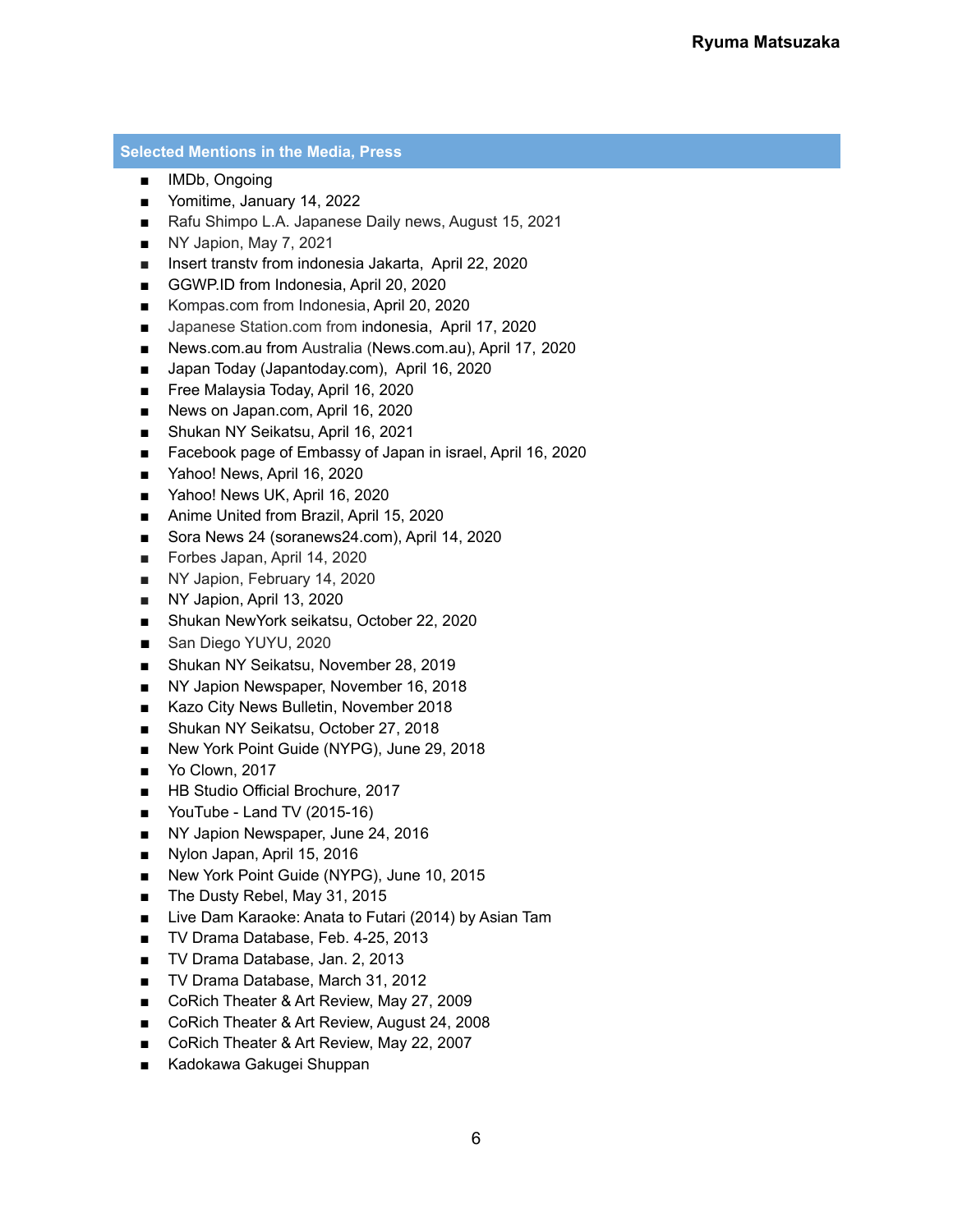## Selected Mentions in the Media, Press

- IMDb, Ongoing
- Yomitime, January 14, 2022
- Rafu Shimpo L.A. Japanese Daily news, August 15, 2021
- NY Japion, May 7, 2021
- Insert transtv from indonesia Jakarta,  April 22, 2020
- GGWP.ID from Indonesia, April 20, 2020
- Kompas.com from Indonesia, April 20, 2020
- Japanese Station.com from indonesia,  April 17, 2020
- News.com.au from Australia (News.com.au), April 17, 2020
- Japan Today (Japantoday.com),  April 16, 2020
- Free Malaysia Today, April 16, 2020
- News on Japan.com, April 16, 2020
- Shukan NY Seikatsu, April 16, 2021
- Facebook page of Embassy of Japan in israel, April 16, 2020
- Yahoo! News, April 16, 2020
- Yahoo! News UK, April 16, 2020
- Anime United from Brazil, April 15, 2020
- Sora News 24 (soranews24.com), April 14, 2020
- Forbes Japan, April 14, 2020
- NY Japion, February 14, 2020
- NY Japion, April 13, 2020
- Shukan NewYork seikatsu, October 22, 2020
- San Diego YUYU, 2020
- Shukan NY Seikatsu, November 28, 2019
- NY Japion Newspaper, November 16, 2018
- Kazo City News Bulletin, November 2018
- Shukan NY Seikatsu, October 27, 2018
- New York Point Guide (NYPG), June 29, 2018
- Yo Clown, 2017
- HB Studio Official Brochure, 2017
- YouTube - Land TV (2015-16)
- NY Japion Newspaper, June 24, 2016
- Nylon Japan, April 15, 2016
- New York Point Guide (NYPG), June 10, 2015
- The Dusty Rebel, May 31, 2015
- Live Dam Karaoke: Anata to Futari (2014) by Asian Tam
- TV Drama Database, Feb. 4-25, 2013
- TV Drama Database, Jan. 2, 2013
- TV Drama Database, March 31, 2012
- CoRich Theater & Art Review, May 27, 2009
- CoRich Theater & Art Review, August 24, 2008
- CoRich Theater & Art Review, May 22, 2007
- Kadokawa Gakugei Shuppan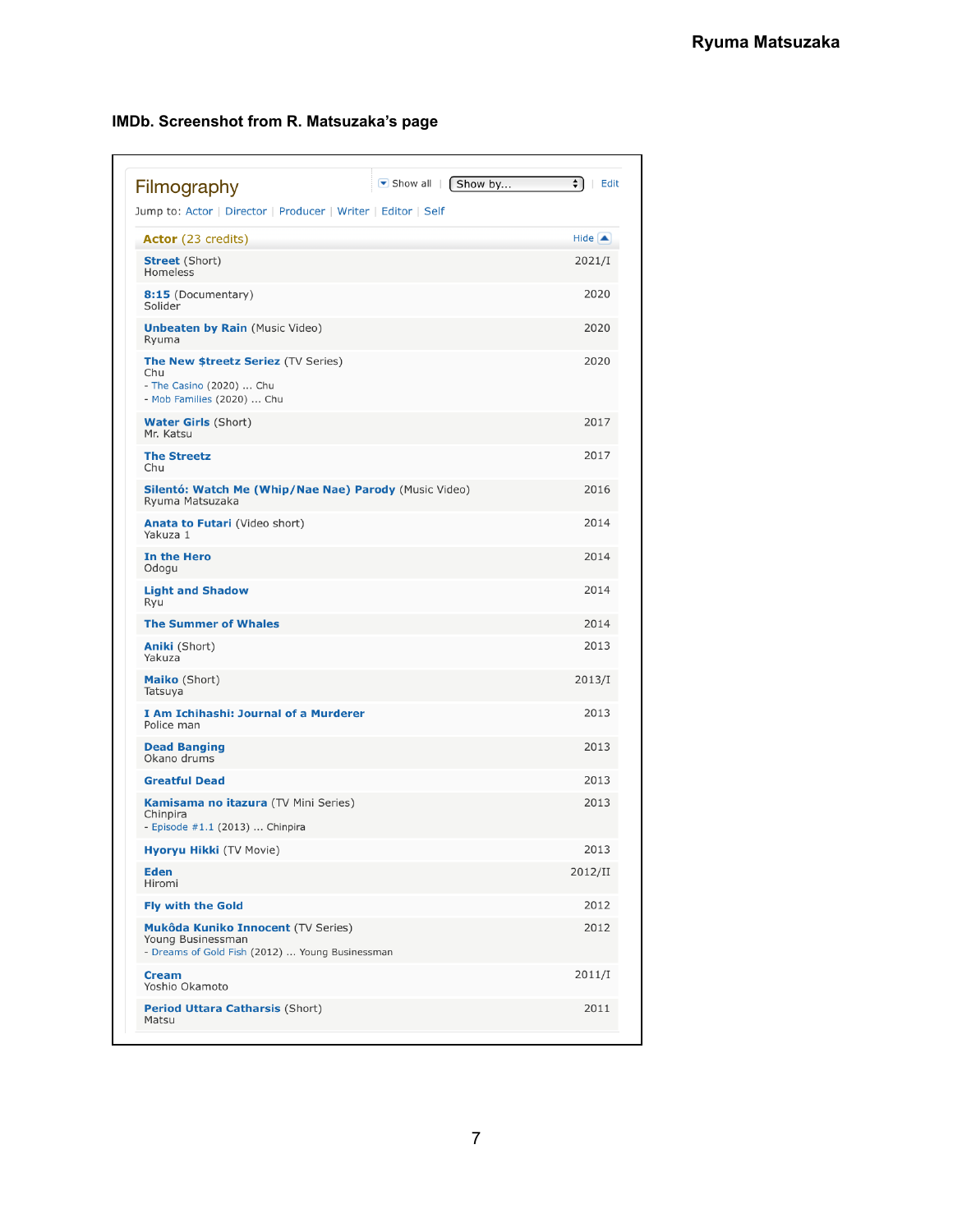**IMDb. Screenshot from R. Matsuzaka's page**

## Filmography

Show all | Show by... | Edit

Jump to: Actor | Director | Producer | Writer | Editor | Self

**Actor** (23 credits) Hide

| Title | Year |
|---|---|
| **Street** (Short)<br>Homeless | 2021/I |
| **8:15** (Documentary)<br>Solider | 2020 |
| **Unbeaten by Rain** (Music Video)<br>Ryuma | 2020 |
| **The New $treetz Seriez** (TV Series)<br>Chu<br>- The Casino (2020) ... Chu<br>- Mob Families (2020) ... Chu | 2020 |
| **Water Girls** (Short)<br>Mr. Katsu | 2017 |
| **The Streetz**<br>Chu | 2017 |
| **Silentó: Watch Me (Whip/Nae Nae) Parody** (Music Video)<br>Ryuma Matsuzaka | 2016 |
| **Anata to Futari** (Video short)<br>Yakuza 1 | 2014 |
| **In the Hero**<br>Odogu | 2014 |
| **Light and Shadow**<br>Ryu | 2014 |
| **The Summer of Whales** | 2014 |
| **Aniki** (Short)<br>Yakuza | 2013 |
| **Maiko** (Short)<br>Tatsuya | 2013/I |
| **I Am Ichihashi: Journal of a Murderer**<br>Police man | 2013 |
| **Dead Banging**<br>Okano drums | 2013 |
| **Greatful Dead** | 2013 |
| **Kamisama no itazura** (TV Mini Series)<br>Chinpira<br>- Episode #1.1 (2013) ... Chinpira | 2013 |
| **Hyoryu Hikki** (TV Movie) | 2013 |
| **Eden**<br>Hiromi | 2012/II |
| **Fly with the Gold** | 2012 |
| **Mukôda Kuniko Innocent** (TV Series)<br>Young Businessman<br>- Dreams of Gold Fish (2012) ... Young Businessman | 2012 |
| **Cream**<br>Yoshio Okamoto | 2011/I |
| **Period Uttara Catharsis** (Short)<br>Matsu | 2011 |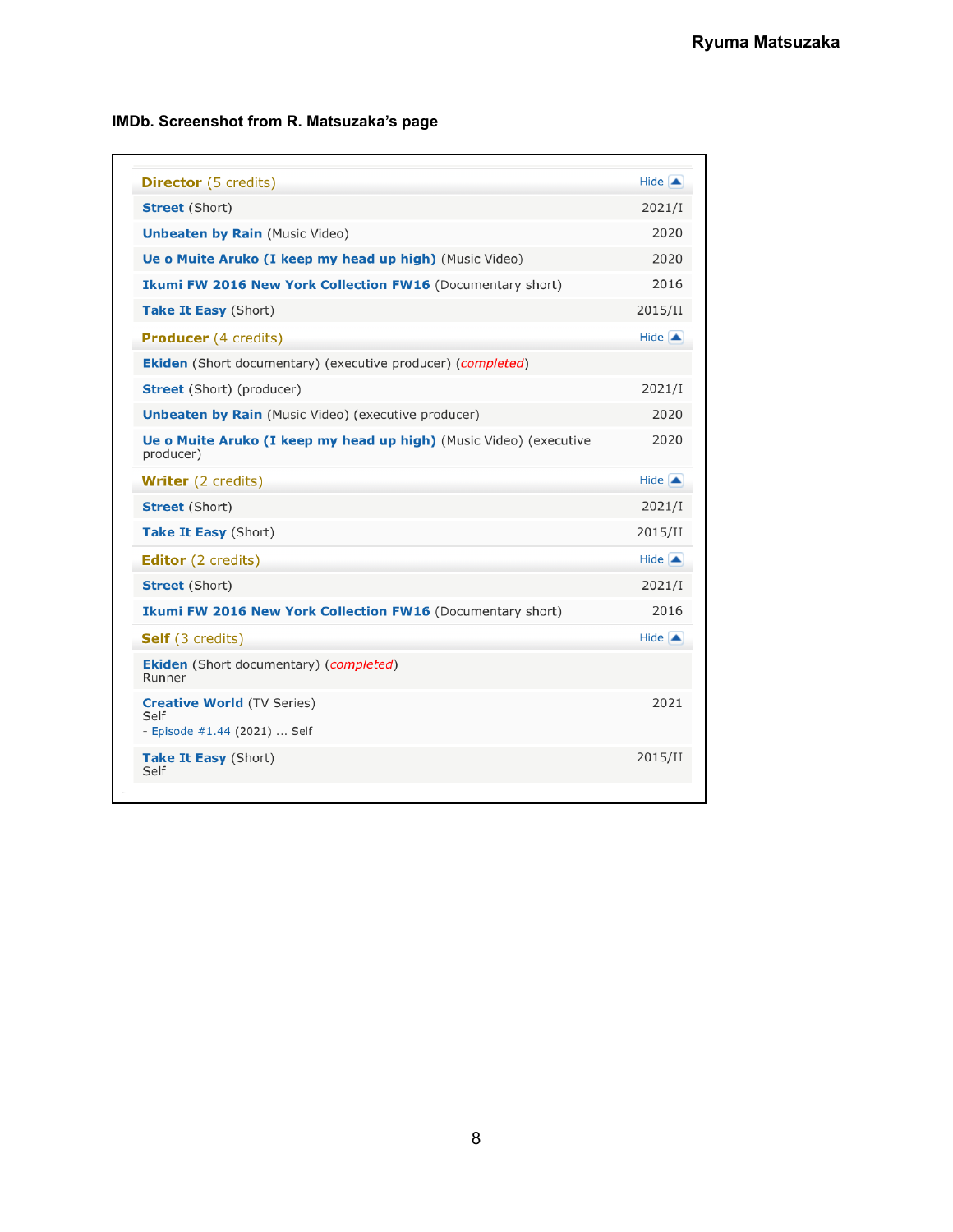**IMDb. Screenshot from R. Matsuzaka's page**

| **Director** (5 credits) | Hide |
|---|---|
| **Street** (Short) | 2021/I |
| **Unbeaten by Rain** (Music Video) | 2020 |
| **Ue o Muite Aruko (I keep my head up high)** (Music Video) | 2020 |
| **Ikumi FW 2016 New York Collection FW16** (Documentary short) | 2016 |
| **Take It Easy** (Short) | 2015/II |
| **Producer** (4 credits) | Hide |
| **Ekiden** (Short documentary) (executive producer) (*completed*) | |
| **Street** (Short) (producer) | 2021/I |
| **Unbeaten by Rain** (Music Video) (executive producer) | 2020 |
| **Ue o Muite Aruko (I keep my head up high)** (Music Video) (executive producer) | 2020 |
| **Writer** (2 credits) | Hide |
| **Street** (Short) | 2021/I |
| **Take It Easy** (Short) | 2015/II |
| **Editor** (2 credits) | Hide |
| **Street** (Short) | 2021/I |
| **Ikumi FW 2016 New York Collection FW16** (Documentary short) | 2016 |
| **Self** (3 credits) | Hide |
| **Ekiden** (Short documentary) (*completed*) Runner | |
| **Creative World** (TV Series) Self - Episode #1.44 (2021) ... Self | 2021 |
| **Take It Easy** (Short) Self | 2015/II |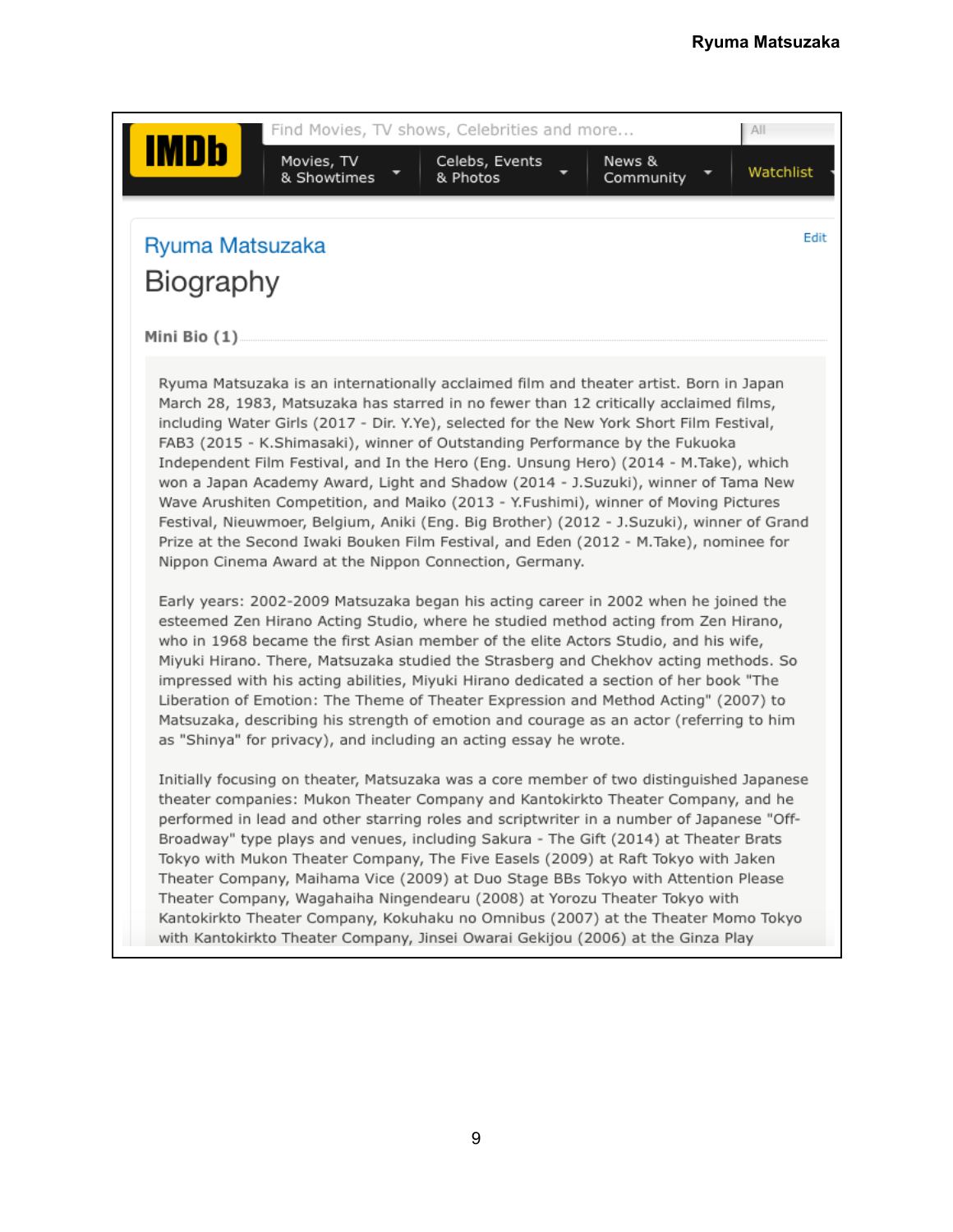IMDb | Find Movies, TV shows, Celebrities and more... | All

Movies, TV & Showtimes | Celebs, Events & Photos | News & Community | Watchlist

Ryuma Matsuzaka

Edit

# Biography

**Mini Bio (1)**

Ryuma Matsuzaka is an internationally acclaimed film and theater artist. Born in Japan March 28, 1983, Matsuzaka has starred in no fewer than 12 critically acclaimed films, including Water Girls (2017 - Dir. Y.Ye), selected for the New York Short Film Festival, FAB3 (2015 - K.Shimasaki), winner of Outstanding Performance by the Fukuoka Independent Film Festival, and In the Hero (Eng. Unsung Hero) (2014 - M.Take), which won a Japan Academy Award, Light and Shadow (2014 - J.Suzuki), winner of Tama New Wave Arushiten Competition, and Maiko (2013 - Y.Fushimi), winner of Moving Pictures Festival, Nieuwmoer, Belgium, Aniki (Eng. Big Brother) (2012 - J.Suzuki), winner of Grand Prize at the Second Iwaki Bouken Film Festival, and Eden (2012 - M.Take), nominee for Nippon Cinema Award at the Nippon Connection, Germany.

Early years: 2002-2009 Matsuzaka began his acting career in 2002 when he joined the esteemed Zen Hirano Acting Studio, where he studied method acting from Zen Hirano, who in 1968 became the first Asian member of the elite Actors Studio, and his wife, Miyuki Hirano. There, Matsuzaka studied the Strasberg and Chekhov acting methods. So impressed with his acting abilities, Miyuki Hirano dedicated a section of her book "The Liberation of Emotion: The Theme of Theater Expression and Method Acting" (2007) to Matsuzaka, describing his strength of emotion and courage as an actor (referring to him as "Shinya" for privacy), and including an acting essay he wrote.

Initially focusing on theater, Matsuzaka was a core member of two distinguished Japanese theater companies: Mukon Theater Company and Kantokirkto Theater Company, and he performed in lead and other starring roles and scriptwriter in a number of Japanese "Off-Broadway" type plays and venues, including Sakura - The Gift (2014) at Theater Brats Tokyo with Mukon Theater Company, The Five Easels (2009) at Raft Tokyo with Jaken Theater Company, Maihama Vice (2009) at Duo Stage BBs Tokyo with Attention Please Theater Company, Wagahaiha Ningendearu (2008) at Yorozu Theater Tokyo with Kantokirkto Theater Company, Kokuhaku no Omnibus (2007) at the Theater Momo Tokyo with Kantokirkto Theater Company, Jinsei Owarai Gekijou (2006) at the Ginza Play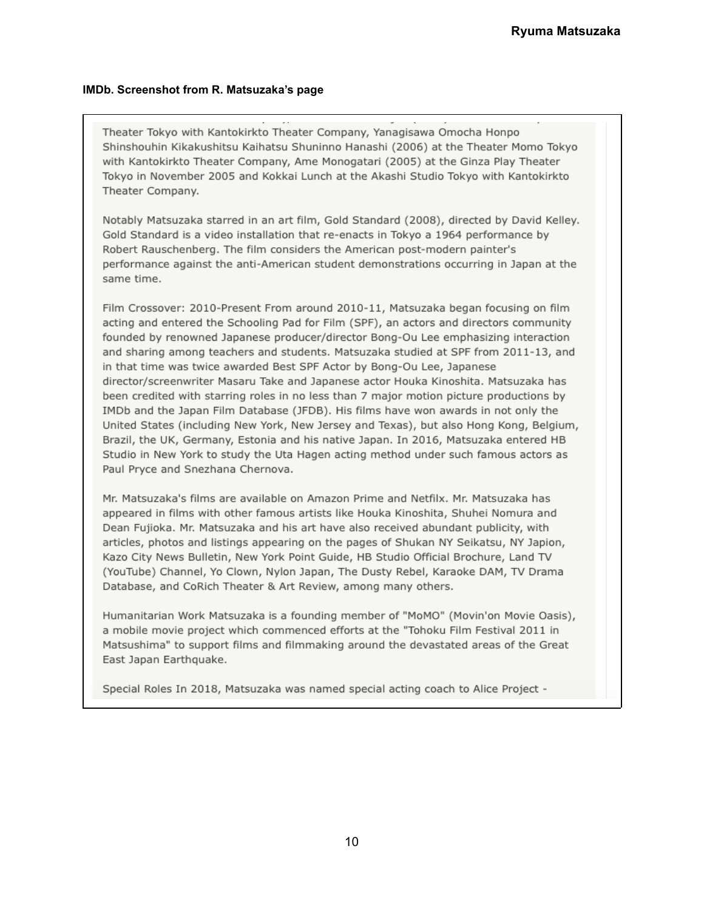**IMDb. Screenshot from R. Matsuzaka's page**

Theater Tokyo with Kantokirkto Theater Company, Yanagisawa Omocha Honpo Shinshouhin Kikakushitsu Kaihatsu Shuninno Hanashi (2006) at the Theater Momo Tokyo with Kantokirkto Theater Company, Ame Monogatari (2005) at the Ginza Play Theater Tokyo in November 2005 and Kokkai Lunch at the Akashi Studio Tokyo with Kantokirkto Theater Company.

Notably Matsuzaka starred in an art film, Gold Standard (2008), directed by David Kelley. Gold Standard is a video installation that re-enacts in Tokyo a 1964 performance by Robert Rauschenberg. The film considers the American post-modern painter's performance against the anti-American student demonstrations occurring in Japan at the same time.

Film Crossover: 2010-Present From around 2010-11, Matsuzaka began focusing on film acting and entered the Schooling Pad for Film (SPF), an actors and directors community founded by renowned Japanese producer/director Bong-Ou Lee emphasizing interaction and sharing among teachers and students. Matsuzaka studied at SPF from 2011-13, and in that time was twice awarded Best SPF Actor by Bong-Ou Lee, Japanese director/screenwriter Masaru Take and Japanese actor Houka Kinoshita. Matsuzaka has been credited with starring roles in no less than 7 major motion picture productions by IMDb and the Japan Film Database (JFDB). His films have won awards in not only the United States (including New York, New Jersey and Texas), but also Hong Kong, Belgium, Brazil, the UK, Germany, Estonia and his native Japan. In 2016, Matsuzaka entered HB Studio in New York to study the Uta Hagen acting method under such famous actors as Paul Pryce and Snezhana Chernova.

Mr. Matsuzaka's films are available on Amazon Prime and Netfilx. Mr. Matsuzaka has appeared in films with other famous artists like Houka Kinoshita, Shuhei Nomura and Dean Fujioka. Mr. Matsuzaka and his art have also received abundant publicity, with articles, photos and listings appearing on the pages of Shukan NY Seikatsu, NY Japion, Kazo City News Bulletin, New York Point Guide, HB Studio Official Brochure, Land TV (YouTube) Channel, Yo Clown, Nylon Japan, The Dusty Rebel, Karaoke DAM, TV Drama Database, and CoRich Theater & Art Review, among many others.

Humanitarian Work Matsuzaka is a founding member of "MoMO" (Movin'on Movie Oasis), a mobile movie project which commenced efforts at the "Tohoku Film Festival 2011 in Matsushima" to support films and filmmaking around the devastated areas of the Great East Japan Earthquake.

Special Roles In 2018, Matsuzaka was named special acting coach to Alice Project -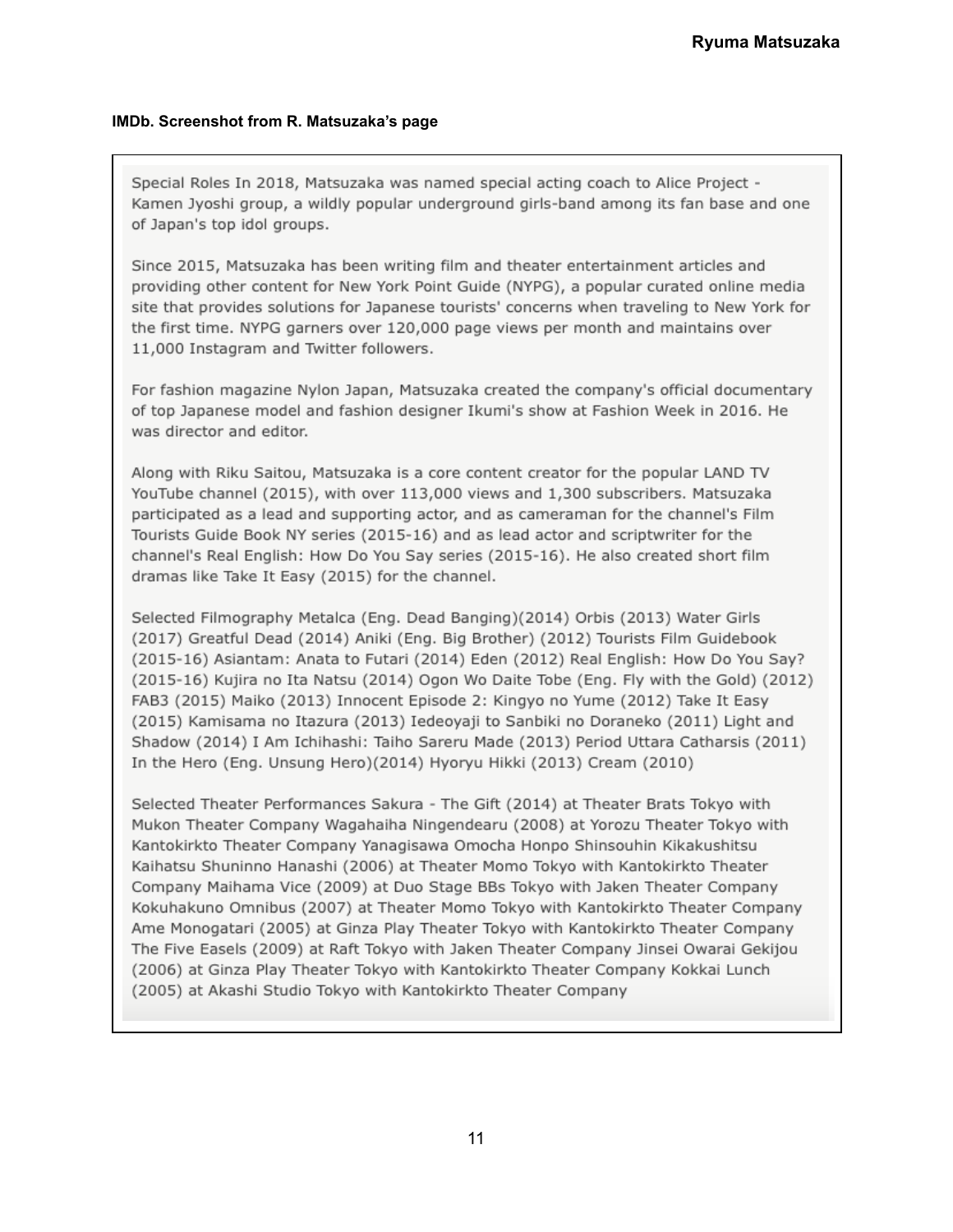**IMDb. Screenshot from R. Matsuzaka's page**

Special Roles In 2018, Matsuzaka was named special acting coach to Alice Project - Kamen Jyoshi group, a wildly popular underground girls-band among its fan base and one of Japan's top idol groups.

Since 2015, Matsuzaka has been writing film and theater entertainment articles and providing other content for New York Point Guide (NYPG), a popular curated online media site that provides solutions for Japanese tourists' concerns when traveling to New York for the first time. NYPG garners over 120,000 page views per month and maintains over 11,000 Instagram and Twitter followers.

For fashion magazine Nylon Japan, Matsuzaka created the company's official documentary of top Japanese model and fashion designer Ikumi's show at Fashion Week in 2016. He was director and editor.

Along with Riku Saitou, Matsuzaka is a core content creator for the popular LAND TV YouTube channel (2015), with over 113,000 views and 1,300 subscribers. Matsuzaka participated as a lead and supporting actor, and as cameraman for the channel's Film Tourists Guide Book NY series (2015-16) and as lead actor and scriptwriter for the channel's Real English: How Do You Say series (2015-16). He also created short film dramas like Take It Easy (2015) for the channel.

Selected Filmography Metalca (Eng. Dead Banging)(2014) Orbis (2013) Water Girls (2017) Greatful Dead (2014) Aniki (Eng. Big Brother) (2012) Tourists Film Guidebook (2015-16) Asiantam: Anata to Futari (2014) Eden (2012) Real English: How Do You Say? (2015-16) Kujira no Ita Natsu (2014) Ogon Wo Daite Tobe (Eng. Fly with the Gold) (2012) FAB3 (2015) Maiko (2013) Innocent Episode 2: Kingyo no Yume (2012) Take It Easy (2015) Kamisama no Itazura (2013) Iedeoyaji to Sanbiki no Doraneko (2011) Light and Shadow (2014) I Am Ichihashi: Taiho Sareru Made (2013) Period Uttara Catharsis (2011) In the Hero (Eng. Unsung Hero)(2014) Hyoryu Hikki (2013) Cream (2010)

Selected Theater Performances Sakura - The Gift (2014) at Theater Brats Tokyo with Mukon Theater Company Wagahaiha Ningendearu (2008) at Yorozu Theater Tokyo with Kantokirkto Theater Company Yanagisawa Omocha Honpo Shinsouhin Kikakushitsu Kaihatsu Shuninno Hanashi (2006) at Theater Momo Tokyo with Kantokirkto Theater Company Maihama Vice (2009) at Duo Stage BBs Tokyo with Jaken Theater Company Kokuhakuno Omnibus (2007) at Theater Momo Tokyo with Kantokirkto Theater Company Ame Monogatari (2005) at Ginza Play Theater Tokyo with Kantokirkto Theater Company The Five Easels (2009) at Raft Tokyo with Jaken Theater Company Jinsei Owarai Gekijou (2006) at Ginza Play Theater Tokyo with Kantokirkto Theater Company Kokkai Lunch (2005) at Akashi Studio Tokyo with Kantokirkto Theater Company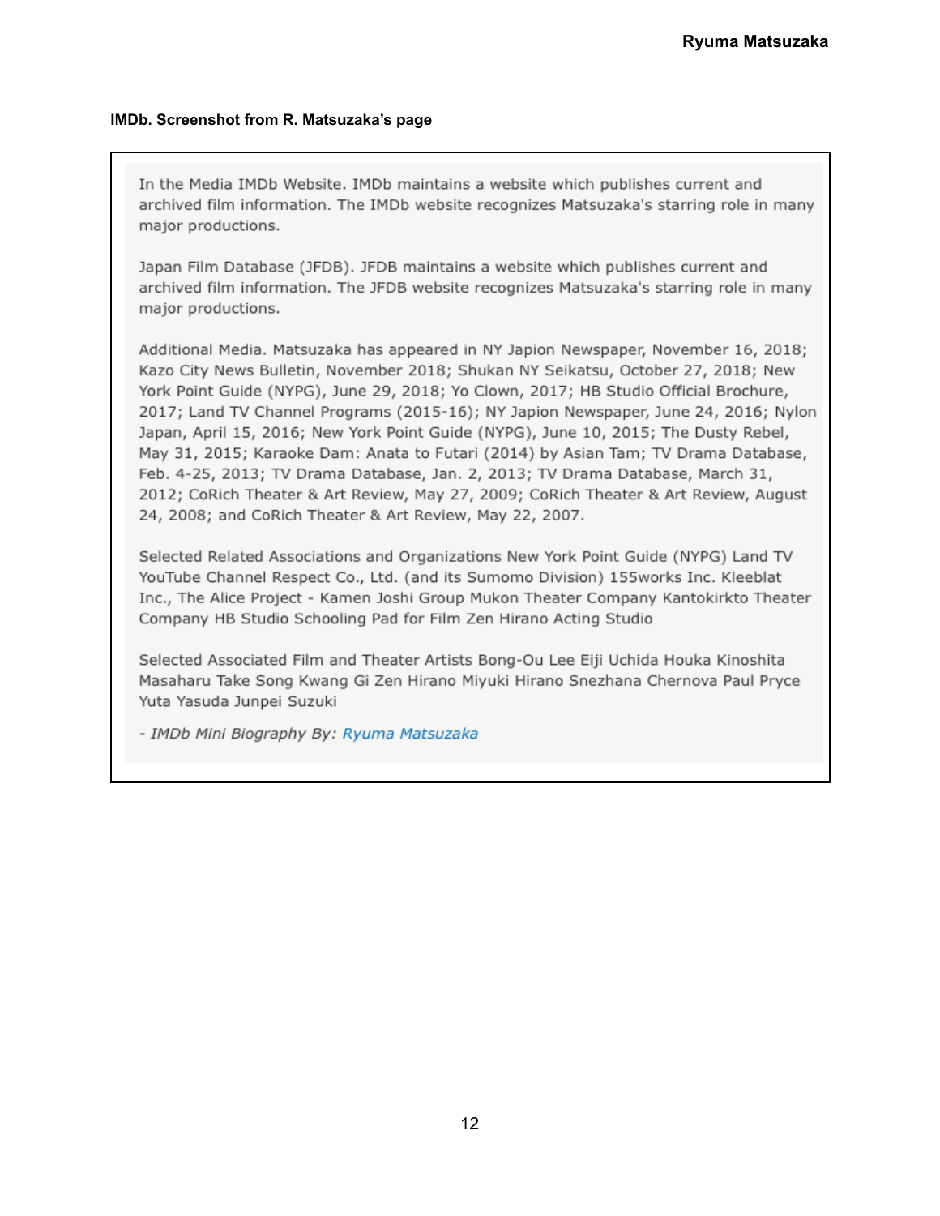**IMDb. Screenshot from R. Matsuzaka's page**

In the Media IMDb Website. IMDb maintains a website which publishes current and archived film information. The IMDb website recognizes Matsuzaka's starring role in many major productions.

Japan Film Database (JFDB). JFDB maintains a website which publishes current and archived film information. The JFDB website recognizes Matsuzaka's starring role in many major productions.

Additional Media. Matsuzaka has appeared in NY Japion Newspaper, November 16, 2018; Kazo City News Bulletin, November 2018; Shukan NY Seikatsu, October 27, 2018; New York Point Guide (NYPG), June 29, 2018; Yo Clown, 2017; HB Studio Official Brochure, 2017; Land TV Channel Programs (2015-16); NY Japion Newspaper, June 24, 2016; Nylon Japan, April 15, 2016; New York Point Guide (NYPG), June 10, 2015; The Dusty Rebel, May 31, 2015; Karaoke Dam: Anata to Futari (2014) by Asian Tam; TV Drama Database, Feb. 4-25, 2013; TV Drama Database, Jan. 2, 2013; TV Drama Database, March 31, 2012; CoRich Theater & Art Review, May 27, 2009; CoRich Theater & Art Review, August 24, 2008; and CoRich Theater & Art Review, May 22, 2007.

Selected Related Associations and Organizations New York Point Guide (NYPG) Land TV YouTube Channel Respect Co., Ltd. (and its Sumomo Division) 155works Inc. Kleeblat Inc., The Alice Project - Kamen Joshi Group Mukon Theater Company Kantokirkto Theater Company HB Studio Schooling Pad for Film Zen Hirano Acting Studio

Selected Associated Film and Theater Artists Bong-Ou Lee Eiji Uchida Houka Kinoshita Masaharu Take Song Kwang Gi Zen Hirano Miyuki Hirano Snezhana Chernova Paul Pryce Yuta Yasuda Junpei Suzuki

*- IMDb Mini Biography By: Ryuma Matsuzaka*